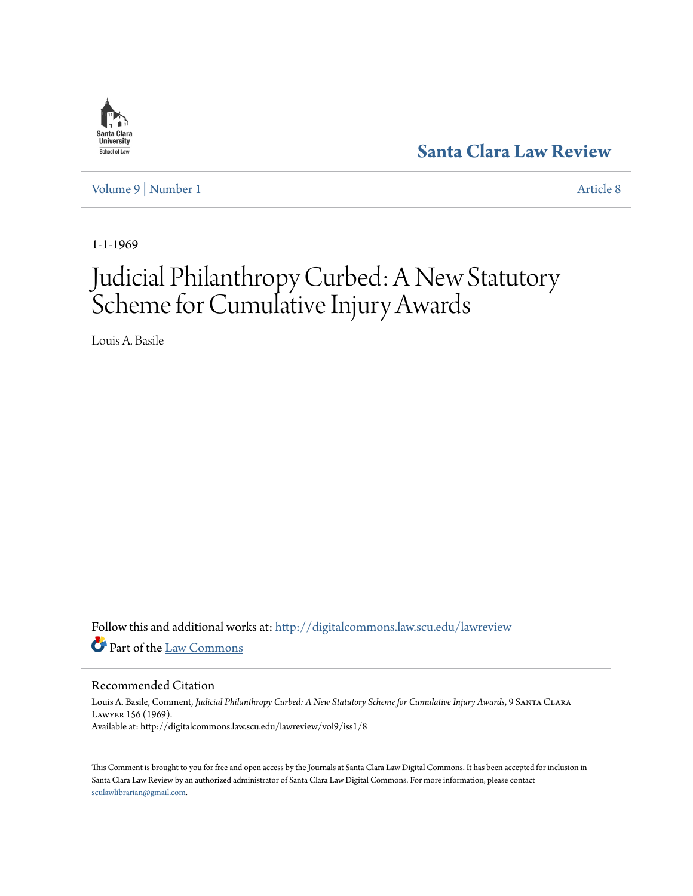Santa Clara University School of Law

# Santa Clara Law Review

Volume 9 | Number 1 — Article 8

1-1-1969

# Judicial Philanthropy Curbed: A New Statutory Scheme for Cumulative Injury Awards

Louis A. Basile

Follow this and additional works at: http://digitalcommons.law.scu.edu/lawreview

Part of the Law Commons

## Recommended Citation

Louis A. Basile, Comment, *Judicial Philanthropy Curbed: A New Statutory Scheme for Cumulative Injury Awards*, 9 Santa Clara Lawyer 156 (1969).
Available at: http://digitalcommons.law.scu.edu/lawreview/vol9/iss1/8

This Comment is brought to you for free and open access by the Journals at Santa Clara Law Digital Commons. It has been accepted for inclusion in Santa Clara Law Review by an authorized administrator of Santa Clara Law Digital Commons. For more information, please contact sculawlibrarian@gmail.com.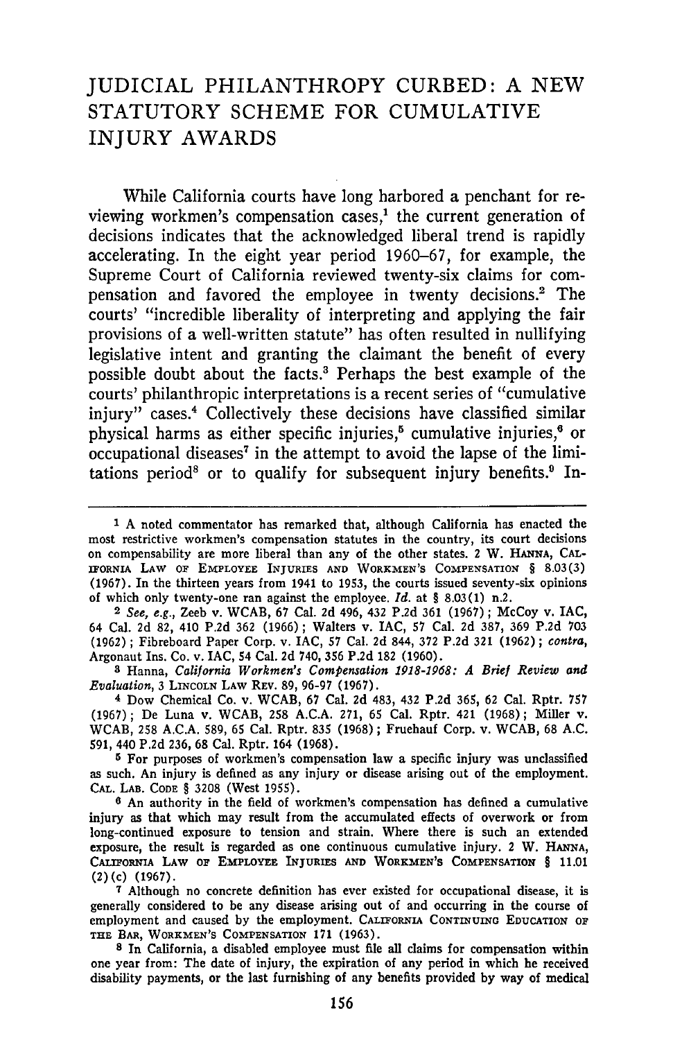# JUDICIAL PHILANTHROPY CURBED: A NEW STATUTORY SCHEME FOR CUMULATIVE INJURY AWARDS

While California courts have long harbored a penchant for reviewing workmen's compensation cases,[1] the current generation of decisions indicates that the acknowledged liberal trend is rapidly accelerating. In the eight year period 1960–67, for example, the Supreme Court of California reviewed twenty-six claims for compensation and favored the employee in twenty decisions.[2] The courts' "incredible liberality of interpreting and applying the fair provisions of a well-written statute" has often resulted in nullifying legislative intent and granting the claimant the benefit of every possible doubt about the facts.[3] Perhaps the best example of the courts' philanthropic interpretations is a recent series of "cumulative injury" cases.[4] Collectively these decisions have classified similar physical harms as either specific injuries,[5] cumulative injuries,[6] or occupational diseases[7] in the attempt to avoid the lapse of the limitations period[8] or to qualify for subsequent injury benefits.[9] In-

---

[1] A noted commentator has remarked that, although California has enacted the most restrictive workmen's compensation statutes in the country, its court decisions on compensability are more liberal than any of the other states. 2 W. Hanna, California Law of Employee Injuries and Workmen's Compensation § 8.03(3) (1967). In the thirteen years from 1941 to 1953, the courts issued seventy-six opinions of which only twenty-one ran against the employee. *Id.* at § 8.03(1) n.2.

[2] *See, e.g.*, Zeeb v. WCAB, 67 Cal. 2d 496, 432 P.2d 361 (1967); McCoy v. IAC, 64 Cal. 2d 82, 410 P.2d 362 (1966); Walters v. IAC, 57 Cal. 2d 387, 369 P.2d 703 (1962); Fibreboard Paper Corp. v. IAC, 57 Cal. 2d 844, 372 P.2d 321 (1962); *contra*, Argonaut Ins. Co. v. IAC, 54 Cal. 2d 740, 356 P.2d 182 (1960).

[3] Hanna, *California Workmen's Compensation 1918-1968: A Brief Review and Evaluation*, 3 Lincoln Law Rev. 89, 96-97 (1967).

[4] Dow Chemical Co. v. WCAB, 67 Cal. 2d 483, 432 P.2d 365, 62 Cal. Rptr. 757 (1967); De Luna v. WCAB, 258 A.C.A. 271, 65 Cal. Rptr. 421 (1968); Miller v. WCAB, 258 A.C.A. 589, 65 Cal. Rptr. 835 (1968); Fruehauf Corp. v. WCAB, 68 A.C. 591, 440 P.2d 236, 68 Cal. Rptr. 164 (1968).

[5] For purposes of workmen's compensation law a specific injury was unclassified as such. An injury is defined as any injury or disease arising out of the employment. Cal. Lab. Code § 3208 (West 1955).

[6] An authority in the field of workmen's compensation has defined a cumulative injury as that which may result from the accumulated effects of overwork or from long-continued exposure to tension and strain. Where there is such an extended exposure, the result is regarded as one continuous cumulative injury. 2 W. Hanna, California Law of Employee Injuries and Workmen's Compensation § 11.01 (2)(c) (1967).

[7] Although no concrete definition has ever existed for occupational disease, it is generally considered to be any disease arising out of and occurring in the course of employment and caused by the employment. California Continuing Education of the Bar, Workmen's Compensation 171 (1963).

[8] In California, a disabled employee must file all claims for compensation within one year from: The date of injury, the expiration of any period in which he received disability payments, or the last furnishing of any benefits provided by way of medical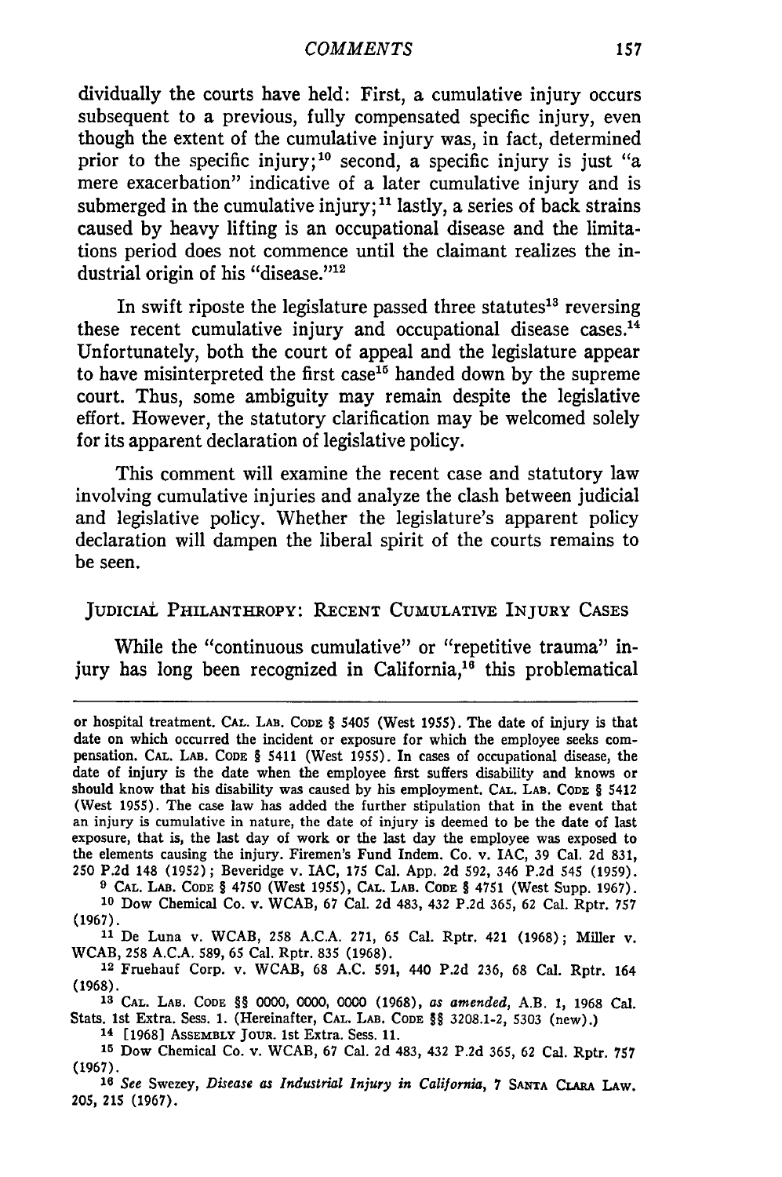dividually the courts have held: First, a cumulative injury occurs subsequent to a previous, fully compensated specific injury, even though the extent of the cumulative injury was, in fact, determined prior to the specific injury;[10] second, a specific injury is just "a mere exacerbation" indicative of a later cumulative injury and is submerged in the cumulative injury;[11] lastly, a series of back strains caused by heavy lifting is an occupational disease and the limitations period does not commence until the claimant realizes the industrial origin of his "disease."[12]

In swift riposte the legislature passed three statutes[13] reversing these recent cumulative injury and occupational disease cases.[14] Unfortunately, both the court of appeal and the legislature appear to have misinterpreted the first case[15] handed down by the supreme court. Thus, some ambiguity may remain despite the legislative effort. However, the statutory clarification may be welcomed solely for its apparent declaration of legislative policy.

This comment will examine the recent case and statutory law involving cumulative injuries and analyze the clash between judicial and legislative policy. Whether the legislature's apparent policy declaration will dampen the liberal spirit of the courts remains to be seen.

## JUDICIAL PHILANTHROPY: RECENT CUMULATIVE INJURY CASES

While the "continuous cumulative" or "repetitive trauma" injury has long been recognized in California,[16] this problematical

---

or hospital treatment. CAL. LAB. CODE § 5405 (West 1955). The date of injury is that date on which occurred the incident or exposure for which the employee seeks compensation. CAL. LAB. CODE § 5411 (West 1955). In cases of occupational disease, the date of injury is the date when the employee first suffers disability and knows or should know that his disability was caused by his employment. CAL. LAB. CODE § 5412 (West 1955). The case law has added the further stipulation that in the event that an injury is cumulative in nature, the date of injury is deemed to be the date of last exposure, that is, the last day of work or the last day the employee was exposed to the elements causing the injury. Firemen's Fund Indem. Co. v. IAC, 39 Cal. 2d 831, 250 P.2d 148 (1952); Beveridge v. IAC, 175 Cal. App. 2d 592, 346 P.2d 545 (1959).

[9] CAL. LAB. CODE § 4750 (West 1955), CAL. LAB. CODE § 4751 (West Supp. 1967).

[10] Dow Chemical Co. v. WCAB, 67 Cal. 2d 483, 432 P.2d 365, 62 Cal. Rptr. 757 (1967).

[11] De Luna v. WCAB, 258 A.C.A. 271, 65 Cal. Rptr. 421 (1968); Miller v. WCAB, 258 A.C.A. 589, 65 Cal. Rptr. 835 (1968).

[12] Fruehauf Corp. v. WCAB, 68 A.C. 591, 440 P.2d 236, 68 Cal. Rptr. 164 (1968).

[13] CAL. LAB. CODE §§ 0000, 0000, 0000 (1968), *as amended*, A.B. 1, 1968 Cal. Stats. 1st Extra. Sess. 1. (Hereinafter, CAL. LAB. CODE §§ 3208.1-2, 5303 (new).)

[14] [1968] ASSEMBLY JOUR. 1st Extra. Sess. 11.

[15] Dow Chemical Co. v. WCAB, 67 Cal. 2d 483, 432 P.2d 365, 62 Cal. Rptr. 757 (1967).

[16] *See* Swezey, *Disease as Industrial Injury in California*, 7 SANTA CLARA LAW. 205, 215 (1967).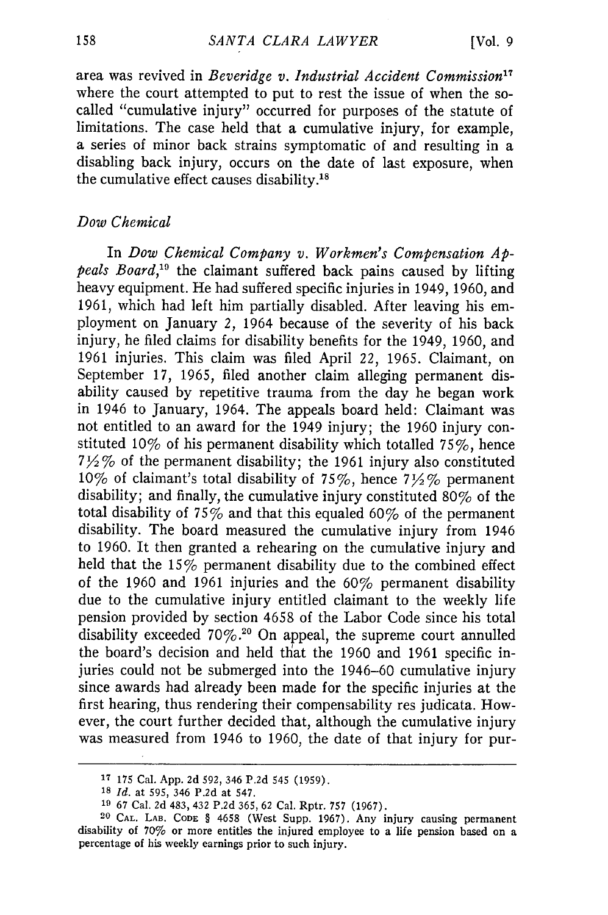area was revived in *Beveridge v. Industrial Accident Commission*[17] where the court attempted to put to rest the issue of when the so-called "cumulative injury" occurred for purposes of the statute of limitations. The case held that a cumulative injury, for example, a series of minor back strains symptomatic of and resulting in a disabling back injury, occurs on the date of last exposure, when the cumulative effect causes disability.[18]

### *Dow Chemical*

In *Dow Chemical Company v. Workmen's Compensation Appeals Board*,[19] the claimant suffered back pains caused by lifting heavy equipment. He had suffered specific injuries in 1949, 1960, and 1961, which had left him partially disabled. After leaving his employment on January 2, 1964 because of the severity of his back injury, he filed claims for disability benefits for the 1949, 1960, and 1961 injuries. This claim was filed April 22, 1965. Claimant, on September 17, 1965, filed another claim alleging permanent disability caused by repetitive trauma from the day he began work in 1946 to January, 1964. The appeals board held: Claimant was not entitled to an award for the 1949 injury; the 1960 injury constituted 10% of his permanent disability which totalled 75%, hence 7½% of the permanent disability; the 1961 injury also constituted 10% of claimant's total disability of 75%, hence 7½% permanent disability; and finally, the cumulative injury constituted 80% of the total disability of 75% and that this equaled 60% of the permanent disability. The board measured the cumulative injury from 1946 to 1960. It then granted a rehearing on the cumulative injury and held that the 15% permanent disability due to the combined effect of the 1960 and 1961 injuries and the 60% permanent disability due to the cumulative injury entitled claimant to the weekly life pension provided by section 4658 of the Labor Code since his total disability exceeded 70%.[20] On appeal, the supreme court annulled the board's decision and held that the 1960 and 1961 specific injuries could not be submerged into the 1946–60 cumulative injury since awards had already been made for the specific injuries at the first hearing, thus rendering their compensability res judicata. However, the court further decided that, although the cumulative injury was measured from 1946 to 1960, the date of that injury for pur-

---

[17] 175 Cal. App. 2d 592, 346 P.2d 545 (1959).

[18] *Id.* at 595, 346 P.2d at 547.

[19] 67 Cal. 2d 483, 432 P.2d 365, 62 Cal. Rptr. 757 (1967).

[20] CAL. LAB. CODE § 4658 (West Supp. 1967). Any injury causing permanent disability of 70% or more entitles the injured employee to a life pension based on a percentage of his weekly earnings prior to such injury.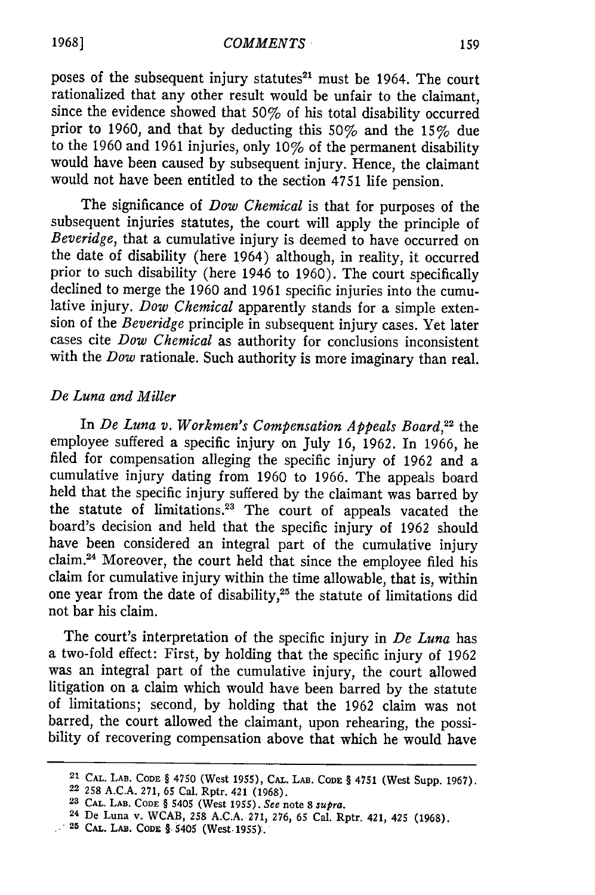poses of the subsequent injury statutes[21] must be 1964. The court rationalized that any other result would be unfair to the claimant, since the evidence showed that 50% of his total disability occurred prior to 1960, and that by deducting this 50% and the 15% due to the 1960 and 1961 injuries, only 10% of the permanent disability would have been caused by subsequent injury. Hence, the claimant would not have been entitled to the section 4751 life pension.

The significance of *Dow Chemical* is that for purposes of the subsequent injuries statutes, the court will apply the principle of *Beveridge*, that a cumulative injury is deemed to have occurred on the date of disability (here 1964) although, in reality, it occurred prior to such disability (here 1946 to 1960). The court specifically declined to merge the 1960 and 1961 specific injuries into the cumulative injury. *Dow Chemical* apparently stands for a simple extension of the *Beveridge* principle in subsequent injury cases. Yet later cases cite *Dow Chemical* as authority for conclusions inconsistent with the *Dow* rationale. Such authority is more imaginary than real.

*De Luna and Miller*

In *De Luna v. Workmen's Compensation Appeals Board*,[22] the employee suffered a specific injury on July 16, 1962. In 1966, he filed for compensation alleging the specific injury of 1962 and a cumulative injury dating from 1960 to 1966. The appeals board held that the specific injury suffered by the claimant was barred by the statute of limitations.[23] The court of appeals vacated the board's decision and held that the specific injury of 1962 should have been considered an integral part of the cumulative injury claim.[24] Moreover, the court held that since the employee filed his claim for cumulative injury within the time allowable, that is, within one year from the date of disability,[25] the statute of limitations did not bar his claim.

The court's interpretation of the specific injury in *De Luna* has a two-fold effect: First, by holding that the specific injury of 1962 was an integral part of the cumulative injury, the court allowed litigation on a claim which would have been barred by the statute of limitations; second, by holding that the 1962 claim was not barred, the court allowed the claimant, upon rehearing, the possibility of recovering compensation above that which he would have

---

[21] CAL. LAB. CODE § 4750 (West 1955), CAL. LAB. CODE § 4751 (West Supp. 1967).

[22] 258 A.C.A. 271, 65 Cal. Rptr. 421 (1968).

[23] CAL. LAB. CODE § 5405 (West 1955). *See* note 8 *supra*.

[24] De Luna v. WCAB, 258 A.C.A. 271, 276, 65 Cal. Rptr. 421, 425 (1968).

[25] CAL. LAB. CODE § 5405 (West 1955).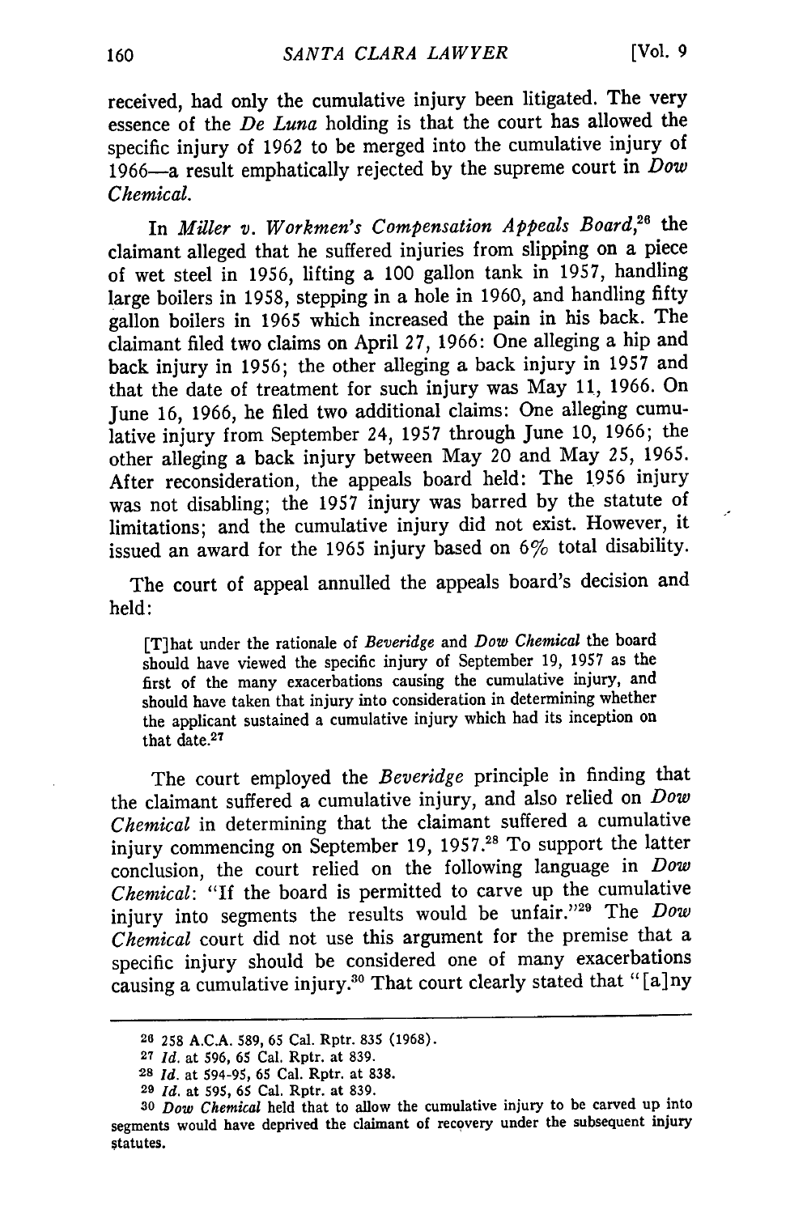received, had only the cumulative injury been litigated. The very essence of the *De Luna* holding is that the court has allowed the specific injury of 1962 to be merged into the cumulative injury of 1966—a result emphatically rejected by the supreme court in *Dow Chemical*.

In *Miller v. Workmen's Compensation Appeals Board*,[26] the claimant alleged that he suffered injuries from slipping on a piece of wet steel in 1956, lifting a 100 gallon tank in 1957, handling large boilers in 1958, stepping in a hole in 1960, and handling fifty gallon boilers in 1965 which increased the pain in his back. The claimant filed two claims on April 27, 1966: One alleging a hip and back injury in 1956; the other alleging a back injury in 1957 and that the date of treatment for such injury was May 11, 1966. On June 16, 1966, he filed two additional claims: One alleging cumulative injury from September 24, 1957 through June 10, 1966; the other alleging a back injury between May 20 and May 25, 1965. After reconsideration, the appeals board held: The 1956 injury was not disabling; the 1957 injury was barred by the statute of limitations; and the cumulative injury did not exist. However, it issued an award for the 1965 injury based on 6% total disability.

The court of appeal annulled the appeals board's decision and held:

> [T]hat under the rationale of *Beveridge* and *Dow Chemical* the board should have viewed the specific injury of September 19, 1957 as the first of the many exacerbations causing the cumulative injury, and should have taken that injury into consideration in determining whether the applicant sustained a cumulative injury which had its inception on that date.[27]

The court employed the *Beveridge* principle in finding that the claimant suffered a cumulative injury, and also relied on *Dow Chemical* in determining that the claimant suffered a cumulative injury commencing on September 19, 1957.[28] To support the latter conclusion, the court relied on the following language in *Dow Chemical*: "If the board is permitted to carve up the cumulative injury into segments the results would be unfair."[29] The *Dow Chemical* court did not use this argument for the premise that a specific injury should be considered one of many exacerbations causing a cumulative injury.[30] That court clearly stated that "[a]ny

---

[26] 258 A.C.A. 589, 65 Cal. Rptr. 835 (1968).

[27] *Id.* at 596, 65 Cal. Rptr. at 839.

[28] *Id.* at 594-95, 65 Cal. Rptr. at 838.

[29] *Id.* at 595, 65 Cal. Rptr. at 839.

[30] *Dow Chemical* held that to allow the cumulative injury to be carved up into segments would have deprived the claimant of recovery under the subsequent injury statutes.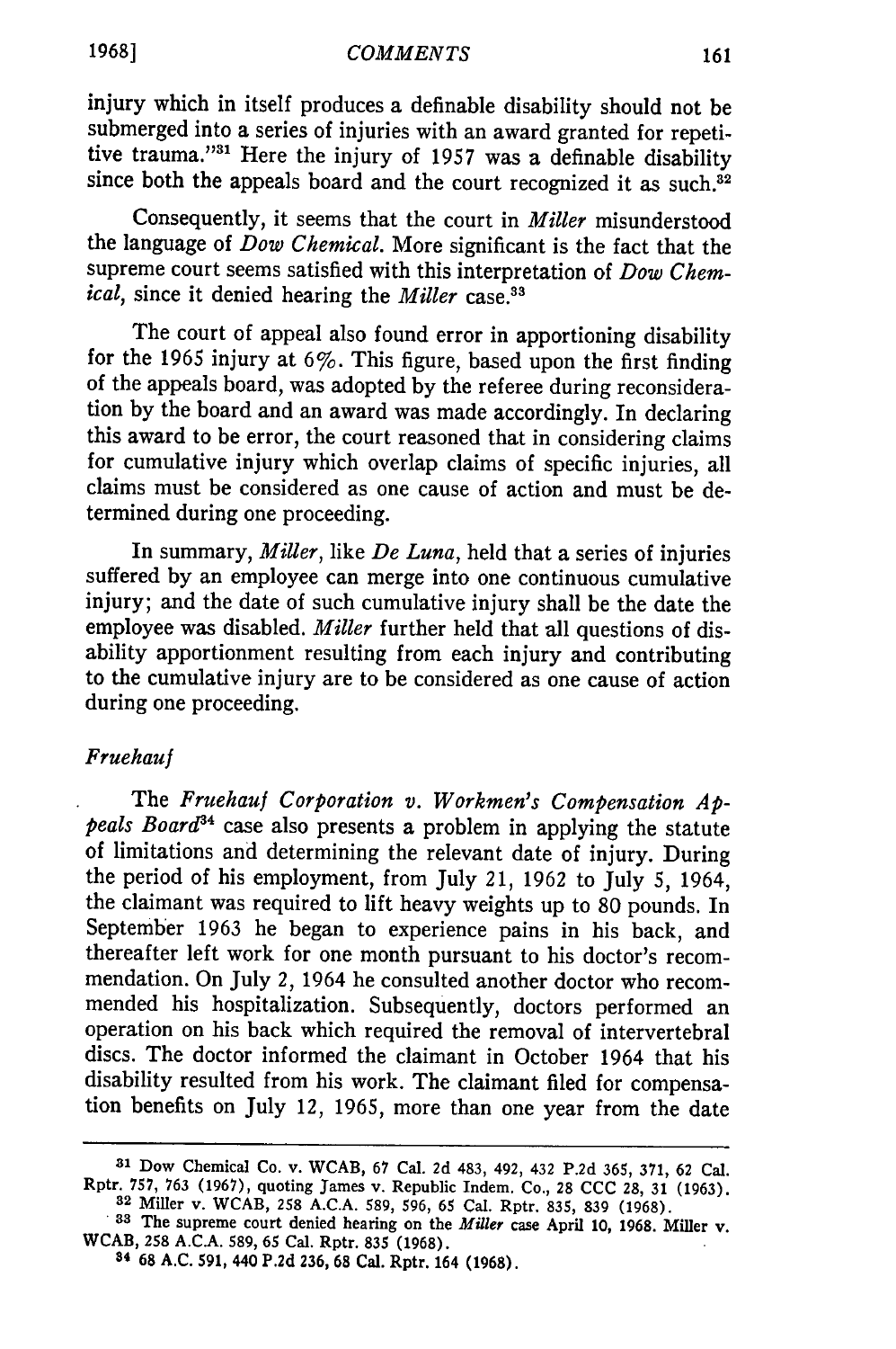injury which in itself produces a definable disability should not be submerged into a series of injuries with an award granted for repetitive trauma."[31] Here the injury of 1957 was a definable disability since both the appeals board and the court recognized it as such.[32]

Consequently, it seems that the court in *Miller* misunderstood the language of *Dow Chemical*. More significant is the fact that the supreme court seems satisfied with this interpretation of *Dow Chemical*, since it denied hearing the *Miller* case.[33]

The court of appeal also found error in apportioning disability for the 1965 injury at 6%. This figure, based upon the first finding of the appeals board, was adopted by the referee during reconsideration by the board and an award was made accordingly. In declaring this award to be error, the court reasoned that in considering claims for cumulative injury which overlap claims of specific injuries, all claims must be considered as one cause of action and must be determined during one proceeding.

In summary, *Miller*, like *De Luna*, held that a series of injuries suffered by an employee can merge into one continuous cumulative injury; and the date of such cumulative injury shall be the date the employee was disabled. *Miller* further held that all questions of disability apportionment resulting from each injury and contributing to the cumulative injury are to be considered as one cause of action during one proceeding.

### *Fruehauf*

The *Fruehauf Corporation v. Workmen's Compensation Appeals Board*[34] case also presents a problem in applying the statute of limitations and determining the relevant date of injury. During the period of his employment, from July 21, 1962 to July 5, 1964, the claimant was required to lift heavy weights up to 80 pounds. In September 1963 he began to experience pains in his back, and thereafter left work for one month pursuant to his doctor's recommendation. On July 2, 1964 he consulted another doctor who recommended his hospitalization. Subsequently, doctors performed an operation on his back which required the removal of intervertebral discs. The doctor informed the claimant in October 1964 that his disability resulted from his work. The claimant filed for compensation benefits on July 12, 1965, more than one year from the date

---

[31] Dow Chemical Co. v. WCAB, 67 Cal. 2d 483, 492, 432 P.2d 365, 371, 62 Cal. Rptr. 757, 763 (1967), quoting James v. Republic Indem. Co., 28 CCC 28, 31 (1963).

[32] Miller v. WCAB, 258 A.C.A. 589, 596, 65 Cal. Rptr. 835, 839 (1968).

[33] The supreme court denied hearing on the *Miller* case April 10, 1968. Miller v. WCAB, 258 A.C.A. 589, 65 Cal. Rptr. 835 (1968).

[34] 68 A.C. 591, 440 P.2d 236, 68 Cal. Rptr. 164 (1968).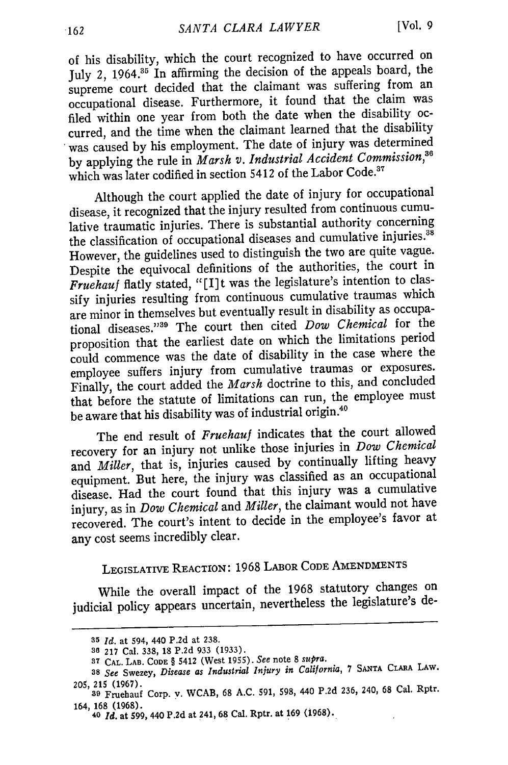of his disability, which the court recognized to have occurred on July 2, 1964.[35] In affirming the decision of the appeals board, the supreme court decided that the claimant was suffering from an occupational disease. Furthermore, it found that the claim was filed within one year from both the date when the disability occurred, and the time when the claimant learned that the disability was caused by his employment. The date of injury was determined by applying the rule in *Marsh v. Industrial Accident Commission*,[36] which was later codified in section 5412 of the Labor Code.[37]

Although the court applied the date of injury for occupational disease, it recognized that the injury resulted from continuous cumulative traumatic injuries. There is substantial authority concerning the classification of occupational diseases and cumulative injuries.[38] However, the guidelines used to distinguish the two are quite vague. Despite the equivocal definitions of the authorities, the court in *Fruehauf* flatly stated, "[I]t was the legislature's intention to classify injuries resulting from continuous cumulative traumas which are minor in themselves but eventually result in disability as occupational diseases."[39] The court then cited *Dow Chemical* for the proposition that the earliest date on which the limitations period could commence was the date of disability in the case where the employee suffers injury from cumulative traumas or exposures. Finally, the court added the *Marsh* doctrine to this, and concluded that before the statute of limitations can run, the employee must be aware that his disability was of industrial origin.[40]

The end result of *Fruehauf* indicates that the court allowed recovery for an injury not unlike those injuries in *Dow Chemical* and *Miller*, that is, injuries caused by continually lifting heavy equipment. But here, the injury was classified as an occupational disease. Had the court found that this injury was a cumulative injury, as in *Dow Chemical* and *Miller*, the claimant would not have recovered. The court's intent to decide in the employee's favor at any cost seems incredibly clear.

## LEGISLATIVE REACTION: 1968 LABOR CODE AMENDMENTS

While the overall impact of the 1968 statutory changes on judicial policy appears uncertain, nevertheless the legislature's de-

---

[35] *Id.* at 594, 440 P.2d at 238.

[36] 217 Cal. 338, 18 P.2d 933 (1933).

[37] CAL. LAB. CODE § 5412 (West 1955). *See* note 8 *supra*.

[38] *See* Swezey, *Disease as Industrial Injury in California*, 7 SANTA CLARA LAW. 205, 215 (1967).

[39] Fruehauf Corp. v. WCAB, 68 A.C. 591, 598, 440 P.2d 236, 240, 68 Cal. Rptr. 164, 168 (1968).

[40] *Id.* at 599, 440 P.2d at 241, 68 Cal. Rptr. at 169 (1968).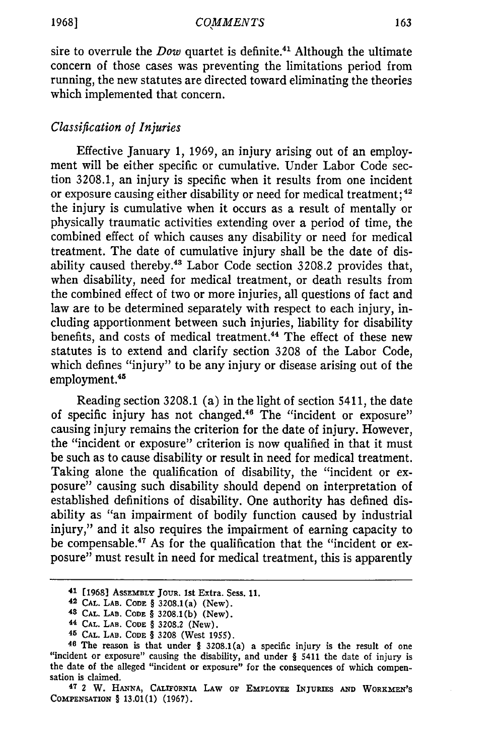sire to overrule the *Dow* quartet is definite.[41] Although the ultimate concern of those cases was preventing the limitations period from running, the new statutes are directed toward eliminating the theories which implemented that concern.

### *Classification of Injuries*

Effective January 1, 1969, an injury arising out of an employment will be either specific or cumulative. Under Labor Code section 3208.1, an injury is specific when it results from one incident or exposure causing either disability or need for medical treatment;[42] the injury is cumulative when it occurs as a result of mentally or physically traumatic activities extending over a period of time, the combined effect of which causes any disability or need for medical treatment. The date of cumulative injury shall be the date of disability caused thereby.[43] Labor Code section 3208.2 provides that, when disability, need for medical treatment, or death results from the combined effect of two or more injuries, all questions of fact and law are to be determined separately with respect to each injury, including apportionment between such injuries, liability for disability benefits, and costs of medical treatment.[44] The effect of these new statutes is to extend and clarify section 3208 of the Labor Code, which defines "injury" to be any injury or disease arising out of the employment.[45]

Reading section 3208.1 (a) in the light of section 5411, the date of specific injury has not changed.[46] The "incident or exposure" causing injury remains the criterion for the date of injury. However, the "incident or exposure" criterion is now qualified in that it must be such as to cause disability or result in need for medical treatment. Taking alone the qualification of disability, the "incident or exposure" causing such disability should depend on interpretation of established definitions of disability. One authority has defined disability as "an impairment of bodily function caused by industrial injury," and it also requires the impairment of earning capacity to be compensable.[47] As for the qualification that the "incident or exposure" must result in need for medical treatment, this is apparently

---

[41] [1968] ASSEMBLY JOUR. 1st Extra. Sess. 11.

[42] CAL. LAB. CODE § 3208.1(a) (New).

[43] CAL. LAB. CODE § 3208.1(b) (New).

[44] CAL. LAB. CODE § 3208.2 (New).

[45] CAL. LAB. CODE § 3208 (West 1955).

[46] The reason is that under § 3208.1(a) a specific injury is the result of one "incident or exposure" causing the disability, and under § 5411 the date of injury is the date of the alleged "incident or exposure" for the consequences of which compensation is claimed.

[47] 2 W. HANNA, CALIFORNIA LAW OF EMPLOYEE INJURIES AND WORKMEN'S COMPENSATION § 13.01(1) (1967).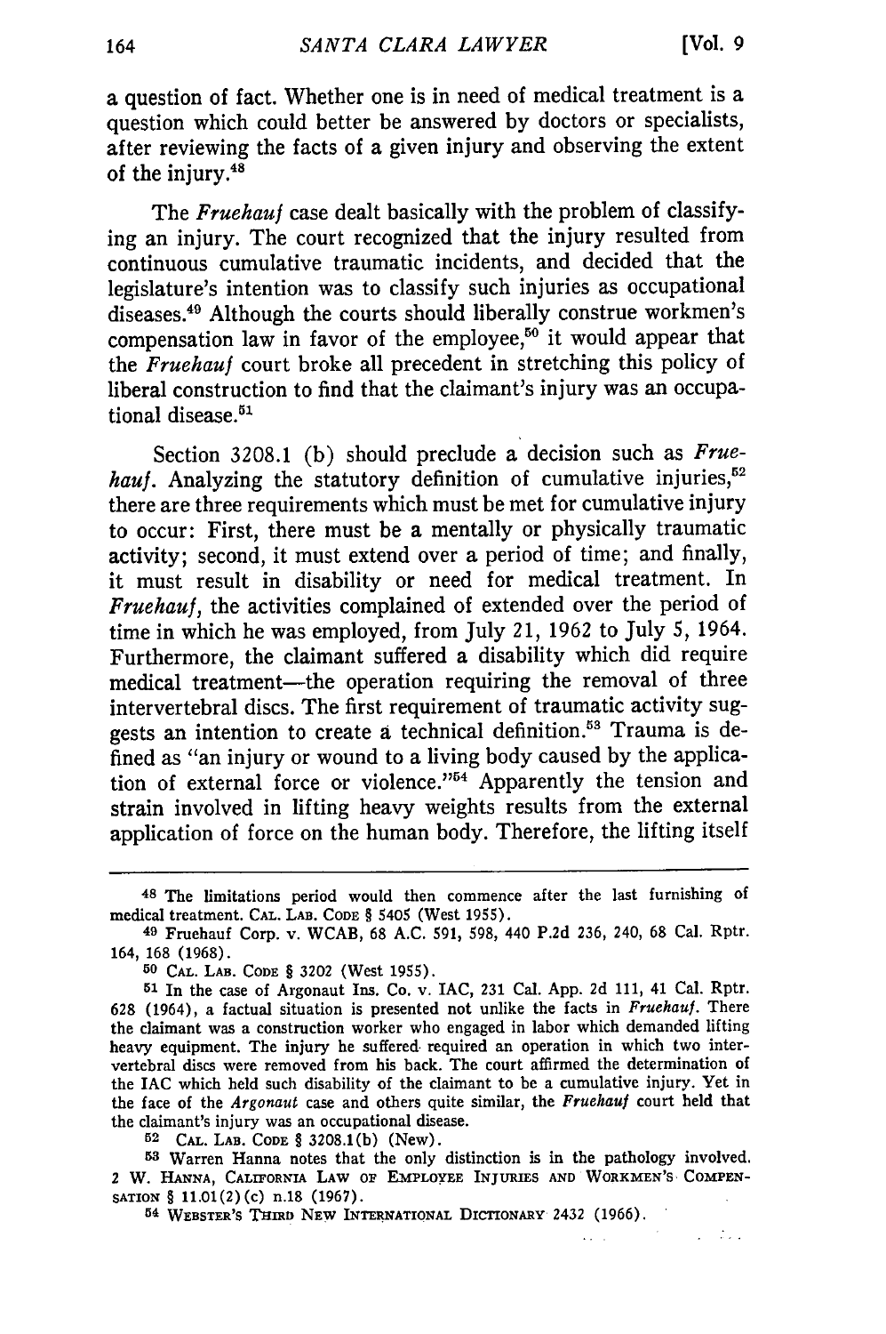a question of fact. Whether one is in need of medical treatment is a question which could better be answered by doctors or specialists, after reviewing the facts of a given injury and observing the extent of the injury.[48]

The *Fruehauf* case dealt basically with the problem of classifying an injury. The court recognized that the injury resulted from continuous cumulative traumatic incidents, and decided that the legislature's intention was to classify such injuries as occupational diseases.[49] Although the courts should liberally construe workmen's compensation law in favor of the employee,[50] it would appear that the *Fruehauf* court broke all precedent in stretching this policy of liberal construction to find that the claimant's injury was an occupational disease.[51]

Section 3208.1 (b) should preclude a decision such as *Fruehauf*. Analyzing the statutory definition of cumulative injuries,[52] there are three requirements which must be met for cumulative injury to occur: First, there must be a mentally or physically traumatic activity; second, it must extend over a period of time; and finally, it must result in disability or need for medical treatment. In *Fruehauf*, the activities complained of extended over the period of time in which he was employed, from July 21, 1962 to July 5, 1964. Furthermore, the claimant suffered a disability which did require medical treatment—the operation requiring the removal of three intervertebral discs. The first requirement of traumatic activity suggests an intention to create a technical definition.[53] Trauma is defined as "an injury or wound to a living body caused by the application of external force or violence."[54] Apparently the tension and strain involved in lifting heavy weights results from the external application of force on the human body. Therefore, the lifting itself

---

[48] The limitations period would then commence after the last furnishing of medical treatment. CAL. LAB. CODE § 5405 (West 1955).

[49] Fruehauf Corp. v. WCAB, 68 A.C. 591, 598, 440 P.2d 236, 240, 68 Cal. Rptr. 164, 168 (1968).

[50] CAL. LAB. CODE § 3202 (West 1955).

[51] In the case of Argonaut Ins. Co. v. IAC, 231 Cal. App. 2d 111, 41 Cal. Rptr. 628 (1964), a factual situation is presented not unlike the facts in *Fruehauf*. There the claimant was a construction worker who engaged in labor which demanded lifting heavy equipment. The injury he suffered required an operation in which two intervertebral discs were removed from his back. The court affirmed the determination of the IAC which held such disability of the claimant to be a cumulative injury. Yet in the face of the *Argonaut* case and others quite similar, the *Fruehauf* court held that the claimant's injury was an occupational disease.

[52] CAL. LAB. CODE § 3208.1(b) (New).

[53] Warren Hanna notes that the only distinction is in the pathology involved. 2 W. HANNA, CALIFORNIA LAW OF EMPLOYEE INJURIES AND WORKMEN'S COMPENSATION § 11.01(2)(c) n.18 (1967).

[54] WEBSTER'S THIRD NEW INTERNATIONAL DICTIONARY 2432 (1966).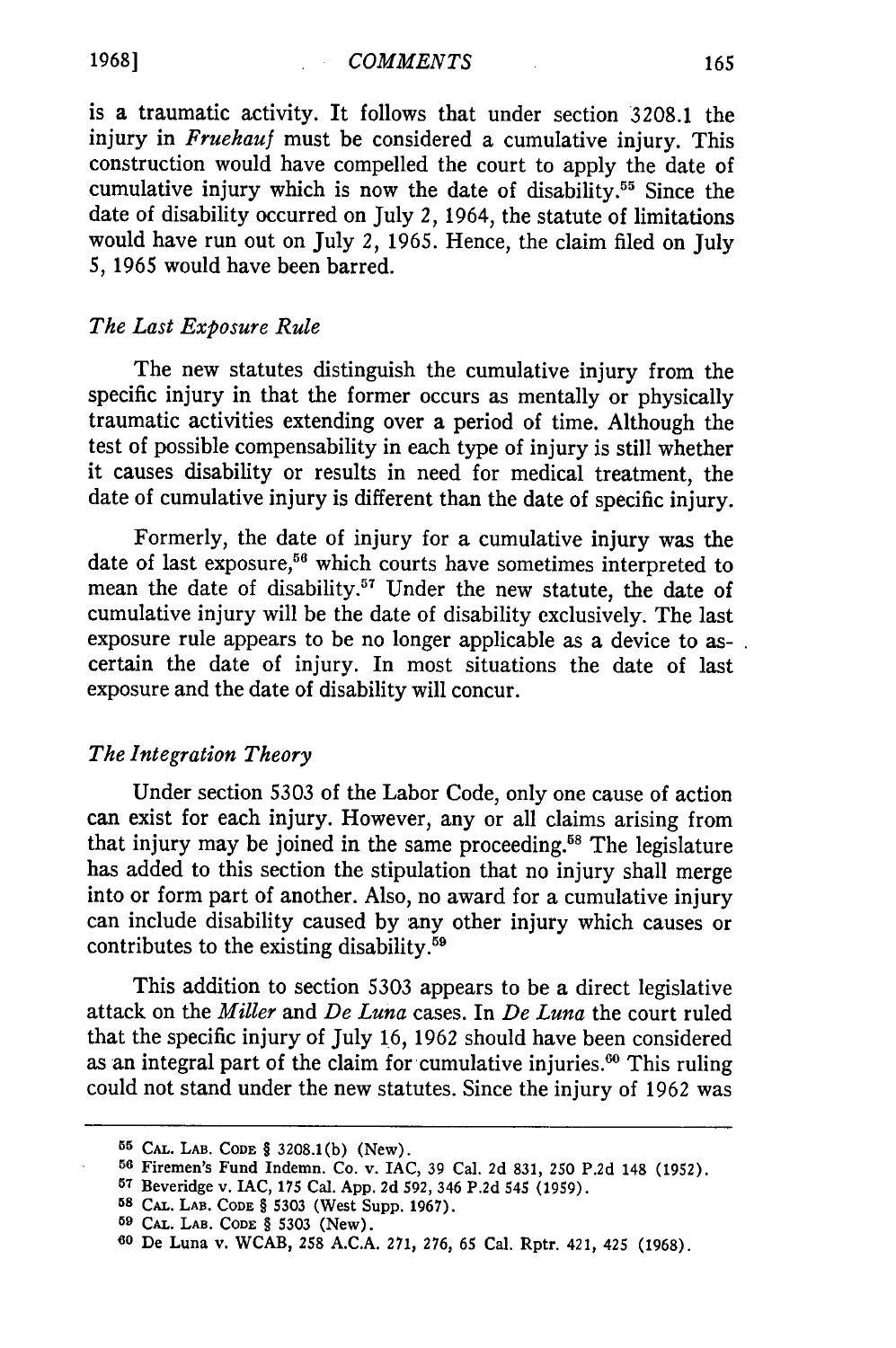is a traumatic activity. It follows that under section 3208.1 the injury in *Fruehauf* must be considered a cumulative injury. This construction would have compelled the court to apply the date of cumulative injury which is now the date of disability.[55] Since the date of disability occurred on July 2, 1964, the statute of limitations would have run out on July 2, 1965. Hence, the claim filed on July 5, 1965 would have been barred.

### *The Last Exposure Rule*

The new statutes distinguish the cumulative injury from the specific injury in that the former occurs as mentally or physically traumatic activities extending over a period of time. Although the test of possible compensability in each type of injury is still whether it causes disability or results in need for medical treatment, the date of cumulative injury is different than the date of specific injury.

Formerly, the date of injury for a cumulative injury was the date of last exposure,[56] which courts have sometimes interpreted to mean the date of disability.[57] Under the new statute, the date of cumulative injury will be the date of disability exclusively. The last exposure rule appears to be no longer applicable as a device to ascertain the date of injury. In most situations the date of last exposure and the date of disability will concur.

### *The Integration Theory*

Under section 5303 of the Labor Code, only one cause of action can exist for each injury. However, any or all claims arising from that injury may be joined in the same proceeding.[58] The legislature has added to this section the stipulation that no injury shall merge into or form part of another. Also, no award for a cumulative injury can include disability caused by any other injury which causes or contributes to the existing disability.[59]

This addition to section 5303 appears to be a direct legislative attack on the *Miller* and *De Luna* cases. In *De Luna* the court ruled that the specific injury of July 16, 1962 should have been considered as an integral part of the claim for cumulative injuries.[60] This ruling could not stand under the new statutes. Since the injury of 1962 was

---

[55] CAL. LAB. CODE § 3208.1(b) (New).

[56] Firemen's Fund Indemn. Co. v. IAC, 39 Cal. 2d 831, 250 P.2d 148 (1952).

[57] Beveridge v. IAC, 175 Cal. App. 2d 592, 346 P.2d 545 (1959).

[58] CAL. LAB. CODE § 5303 (West Supp. 1967).

[59] CAL. LAB. CODE § 5303 (New).

[60] De Luna v. WCAB, 258 A.C.A. 271, 276, 65 Cal. Rptr. 421, 425 (1968).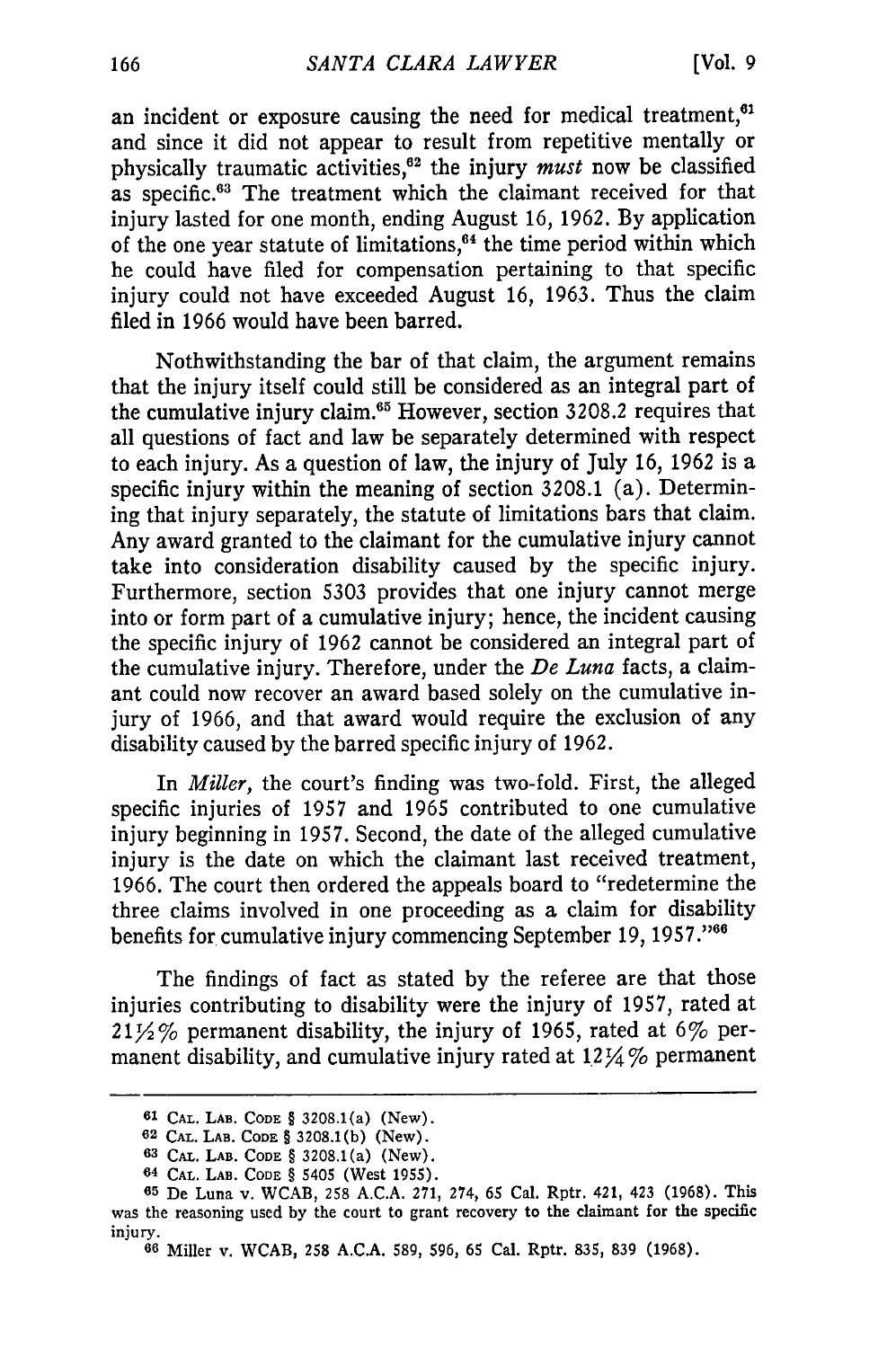an incident or exposure causing the need for medical treatment,[61] and since it did not appear to result from repetitive mentally or physically traumatic activities,[62] the injury *must* now be classified as specific.[63] The treatment which the claimant received for that injury lasted for one month, ending August 16, 1962. By application of the one year statute of limitations,[64] the time period within which he could have filed for compensation pertaining to that specific injury could not have exceeded August 16, 1963. Thus the claim filed in 1966 would have been barred.

Nothwithstanding the bar of that claim, the argument remains that the injury itself could still be considered as an integral part of the cumulative injury claim.[65] However, section 3208.2 requires that all questions of fact and law be separately determined with respect to each injury. As a question of law, the injury of July 16, 1962 is a specific injury within the meaning of section 3208.1 (a). Determining that injury separately, the statute of limitations bars that claim. Any award granted to the claimant for the cumulative injury cannot take into consideration disability caused by the specific injury. Furthermore, section 5303 provides that one injury cannot merge into or form part of a cumulative injury; hence, the incident causing the specific injury of 1962 cannot be considered an integral part of the cumulative injury. Therefore, under the *De Luna* facts, a claimant could now recover an award based solely on the cumulative injury of 1966, and that award would require the exclusion of any disability caused by the barred specific injury of 1962.

In *Miller*, the court's finding was two-fold. First, the alleged specific injuries of 1957 and 1965 contributed to one cumulative injury beginning in 1957. Second, the date of the alleged cumulative injury is the date on which the claimant last received treatment, 1966. The court then ordered the appeals board to "redetermine the three claims involved in one proceeding as a claim for disability benefits for cumulative injury commencing September 19, 1957."[66]

The findings of fact as stated by the referee are that those injuries contributing to disability were the injury of 1957, rated at 21½% permanent disability, the injury of 1965, rated at 6% permanent disability, and cumulative injury rated at 12¼% permanent

---

61 CAL. LAB. CODE § 3208.1(a) (New).

62 CAL. LAB. CODE § 3208.1(b) (New).

63 CAL. LAB. CODE § 3208.1(a) (New).

64 CAL. LAB. CODE § 5405 (West 1955).

65 De Luna v. WCAB, 258 A.C.A. 271, 274, 65 Cal. Rptr. 421, 423 (1968). This was the reasoning used by the court to grant recovery to the claimant for the specific injury.

66 Miller v. WCAB, 258 A.C.A. 589, 596, 65 Cal. Rptr. 835, 839 (1968).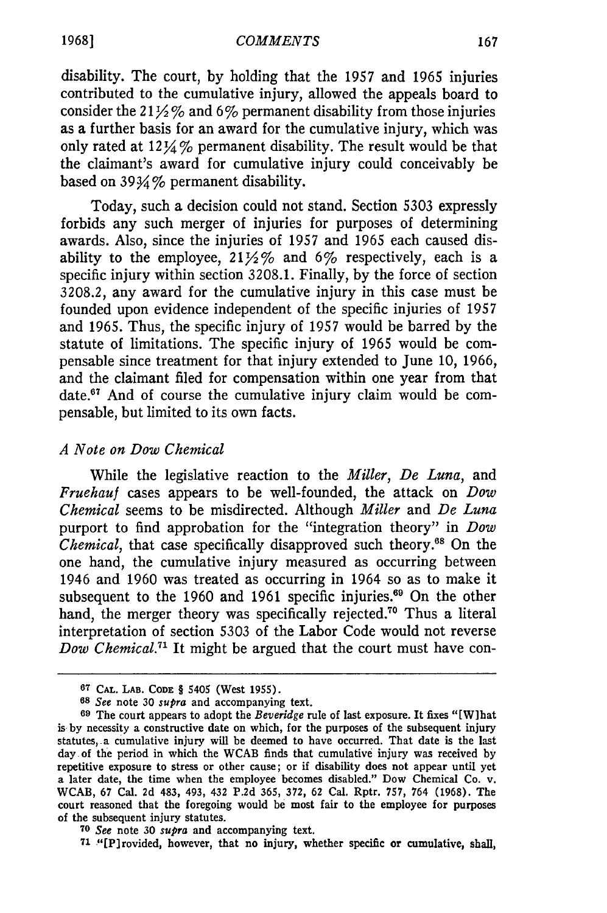disability. The court, by holding that the 1957 and 1965 injuries contributed to the cumulative injury, allowed the appeals board to consider the 21½% and 6% permanent disability from those injuries as a further basis for an award for the cumulative injury, which was only rated at 12¼% permanent disability. The result would be that the claimant's award for cumulative injury could conceivably be based on 39¾% permanent disability.

Today, such a decision could not stand. Section 5303 expressly forbids any such merger of injuries for purposes of determining awards. Also, since the injuries of 1957 and 1965 each caused disability to the employee, 21½% and 6% respectively, each is a specific injury within section 3208.1. Finally, by the force of section 3208.2, any award for the cumulative injury in this case must be founded upon evidence independent of the specific injuries of 1957 and 1965. Thus, the specific injury of 1957 would be barred by the statute of limitations. The specific injury of 1965 would be compensable since treatment for that injury extended to June 10, 1966, and the claimant filed for compensation within one year from that date.[67] And of course the cumulative injury claim would be compensable, but limited to its own facts.

### *A Note on Dow Chemical*

While the legislative reaction to the *Miller*, *De Luna*, and *Fruehauf* cases appears to be well-founded, the attack on *Dow Chemical* seems to be misdirected. Although *Miller* and *De Luna* purport to find approbation for the "integration theory" in *Dow Chemical*, that case specifically disapproved such theory.[68] On the one hand, the cumulative injury measured as occurring between 1946 and 1960 was treated as occurring in 1964 so as to make it subsequent to the 1960 and 1961 specific injuries.[69] On the other hand, the merger theory was specifically rejected.[70] Thus a literal interpretation of section 5303 of the Labor Code would not reverse *Dow Chemical*.[71] It might be argued that the court must have con-

---

[67] CAL. LAB. CODE § 5405 (West 1955).

[68] *See* note 30 *supra* and accompanying text.

[69] The court appears to adopt the *Beveridge* rule of last exposure. It fixes "[W]hat is by necessity a constructive date on which, for the purposes of the subsequent injury statutes, a cumulative injury will be deemed to have occurred. That date is the last day of the period in which the WCAB finds that cumulative injury was received by repetitive exposure to stress or other cause; or if disability does not appear until yet a later date, the time when the employee becomes disabled." Dow Chemical Co. v. WCAB, 67 Cal. 2d 483, 493, 432 P.2d 365, 372, 62 Cal. Rptr. 757, 764 (1968). The court reasoned that the foregoing would be most fair to the employee for purposes of the subsequent injury statutes.

[70] *See* note 30 *supra* and accompanying text.

[71] "[P]rovided, however, that no injury, whether specific or cumulative, shall,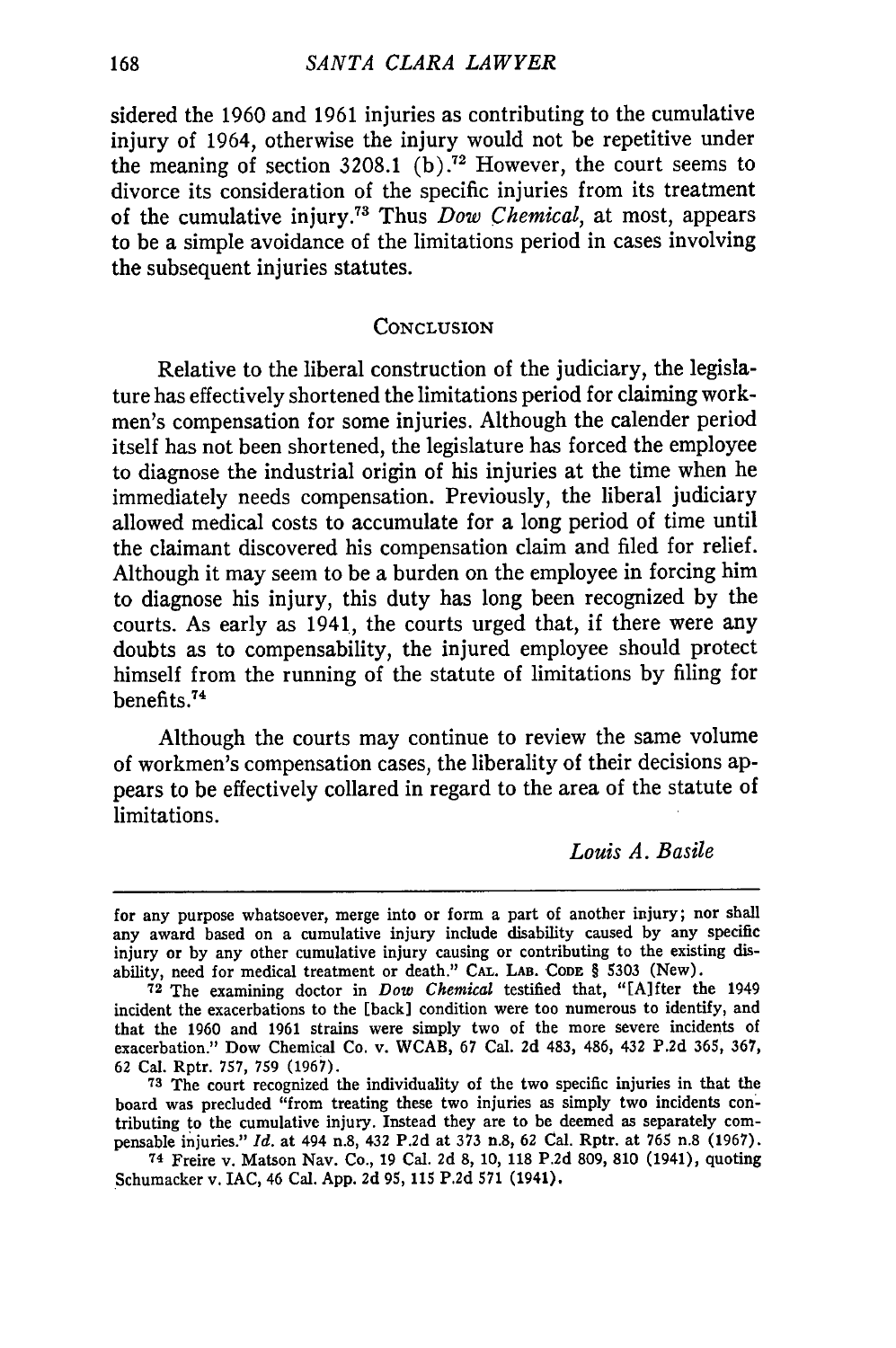sidered the 1960 and 1961 injuries as contributing to the cumulative injury of 1964, otherwise the injury would not be repetitive under the meaning of section 3208.1 (b).[72] However, the court seems to divorce its consideration of the specific injuries from its treatment of the cumulative injury.[73] Thus *Dow Chemical*, at most, appears to be a simple avoidance of the limitations period in cases involving the subsequent injuries statutes.

## CONCLUSION

Relative to the liberal construction of the judiciary, the legislature has effectively shortened the limitations period for claiming workmen's compensation for some injuries. Although the calender period itself has not been shortened, the legislature has forced the employee to diagnose the industrial origin of his injuries at the time when he immediately needs compensation. Previously, the liberal judiciary allowed medical costs to accumulate for a long period of time until the claimant discovered his compensation claim and filed for relief. Although it may seem to be a burden on the employee in forcing him to diagnose his injury, this duty has long been recognized by the courts. As early as 1941, the courts urged that, if there were any doubts as to compensability, the injured employee should protect himself from the running of the statute of limitations by filing for benefits.[74]

Although the courts may continue to review the same volume of workmen's compensation cases, the liberality of their decisions appears to be effectively collared in regard to the area of the statute of limitations.

*Louis A. Basile*

---

for any purpose whatsoever, merge into or form a part of another injury; nor shall any award based on a cumulative injury include disability caused by any specific injury or by any other cumulative injury causing or contributing to the existing disability, need for medical treatment or death." CAL. LAB. CODE § 5303 (New).

[72] The examining doctor in *Dow Chemical* testified that, "[A]fter the 1949 incident the exacerbations to the [back] condition were too numerous to identify, and that the 1960 and 1961 strains were simply two of the more severe incidents of exacerbation." Dow Chemical Co. v. WCAB, 67 Cal. 2d 483, 486, 432 P.2d 365, 367, 62 Cal. Rptr. 757, 759 (1967).

[73] The court recognized the individuality of the two specific injuries in that the board was precluded "from treating these two injuries as simply two incidents contributing to the cumulative injury. Instead they are to be deemed as separately compensable injuries." *Id.* at 494 n.8, 432 P.2d at 373 n.8, 62 Cal. Rptr. at 765 n.8 (1967).

[74] Freire v. Matson Nav. Co., 19 Cal. 2d 8, 10, 118 P.2d 809, 810 (1941), quoting Schumacker v. IAC, 46 Cal. App. 2d 95, 115 P.2d 571 (1941).